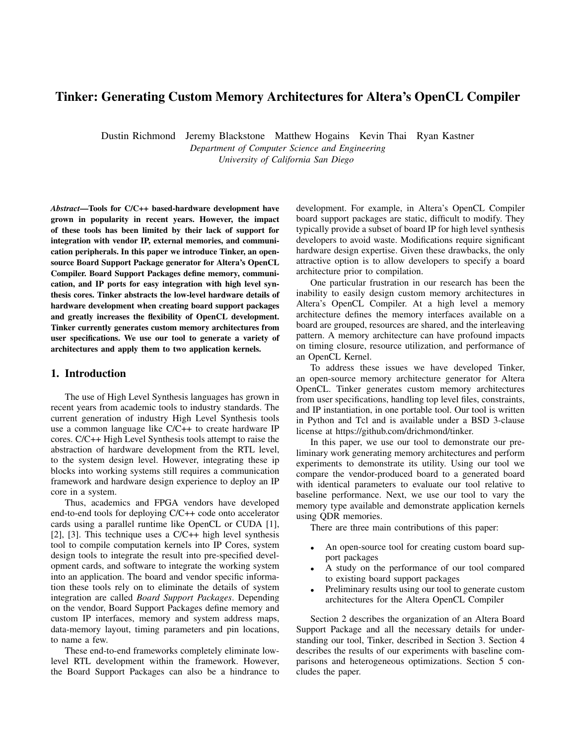# Tinker: Generating Custom Memory Architectures for Altera's OpenCL Compiler

Dustin Richmond Jeremy Blackstone Matthew Hogains Kevin Thai Ryan Kastner

*Department of Computer Science and Engineering*
*University of California San Diego*

***Abstract*—Tools for C/C++ based-hardware development have grown in popularity in recent years. However, the impact of these tools has been limited by their lack of support for integration with vendor IP, external memories, and communication peripherals. In this paper we introduce Tinker, an open-source Board Support Package generator for Altera's OpenCL Compiler. Board Support Packages define memory, communication, and IP ports for easy integration with high level synthesis cores. Tinker abstracts the low-level hardware details of hardware development when creating board support packages and greatly increases the flexibility of OpenCL development. Tinker currently generates custom memory architectures from user specifications. We use our tool to generate a variety of architectures and apply them to two application kernels.**

## 1. Introduction

The use of High Level Synthesis languages has grown in recent years from academic tools to industry standards. The current generation of industry High Level Synthesis tools use a common language like C/C++ to create hardware IP cores. C/C++ High Level Synthesis tools attempt to raise the abstraction of hardware development from the RTL level, to the system design level. However, integrating these ip blocks into working systems still requires a communication framework and hardware design experience to deploy an IP core in a system.

Thus, academics and FPGA vendors have developed end-to-end tools for deploying C/C++ code onto accelerator cards using a parallel runtime like OpenCL or CUDA [1], [2], [3]. This technique uses a C/C++ high level synthesis tool to compile computation kernels into IP Cores, system design tools to integrate the result into pre-specified development cards, and software to integrate the working system into an application. The board and vendor specific information these tools rely on to eliminate the details of system integration are called *Board Support Packages*. Depending on the vendor, Board Support Packages define memory and custom IP interfaces, memory and system address maps, data-memory layout, timing parameters and pin locations, to name a few.

These end-to-end frameworks completely eliminate low-level RTL development within the framework. However, the Board Support Packages can also be a hindrance to development. For example, in Altera's OpenCL Compiler board support packages are static, difficult to modify. They typically provide a subset of board IP for high level synthesis developers to avoid waste. Modifications require significant hardware design expertise. Given these drawbacks, the only attractive option is to allow developers to specify a board architecture prior to compilation.

One particular frustration in our research has been the inability to easily design custom memory architectures in Altera's OpenCL Compiler. At a high level a memory architecture defines the memory interfaces available on a board are grouped, resources are shared, and the interleaving pattern. A memory architecture can have profound impacts on timing closure, resource utilization, and performance of an OpenCL Kernel.

To address these issues we have developed Tinker, an open-source memory architecture generator for Altera OpenCL. Tinker generates custom memory architectures from user specifications, handling top level files, constraints, and IP instantiation, in one portable tool. Our tool is written in Python and Tcl and is available under a BSD 3-clause license at https://github.com/drichmond/tinker.

In this paper, we use our tool to demonstrate our preliminary work generating memory architectures and perform experiments to demonstrate its utility. Using our tool we compare the vendor-produced board to a generated board with identical parameters to evaluate our tool relative to baseline performance. Next, we use our tool to vary the memory type available and demonstrate application kernels using QDR memories.

There are three main contributions of this paper:

- An open-source tool for creating custom board support packages
- A study on the performance of our tool compared to existing board support packages
- Preliminary results using our tool to generate custom architectures for the Altera OpenCL Compiler

Section 2 describes the organization of an Altera Board Support Package and all the necessary details for understanding our tool, Tinker, described in Section 3. Section 4 describes the results of our experiments with baseline comparisons and heterogeneous optimizations. Section 5 concludes the paper.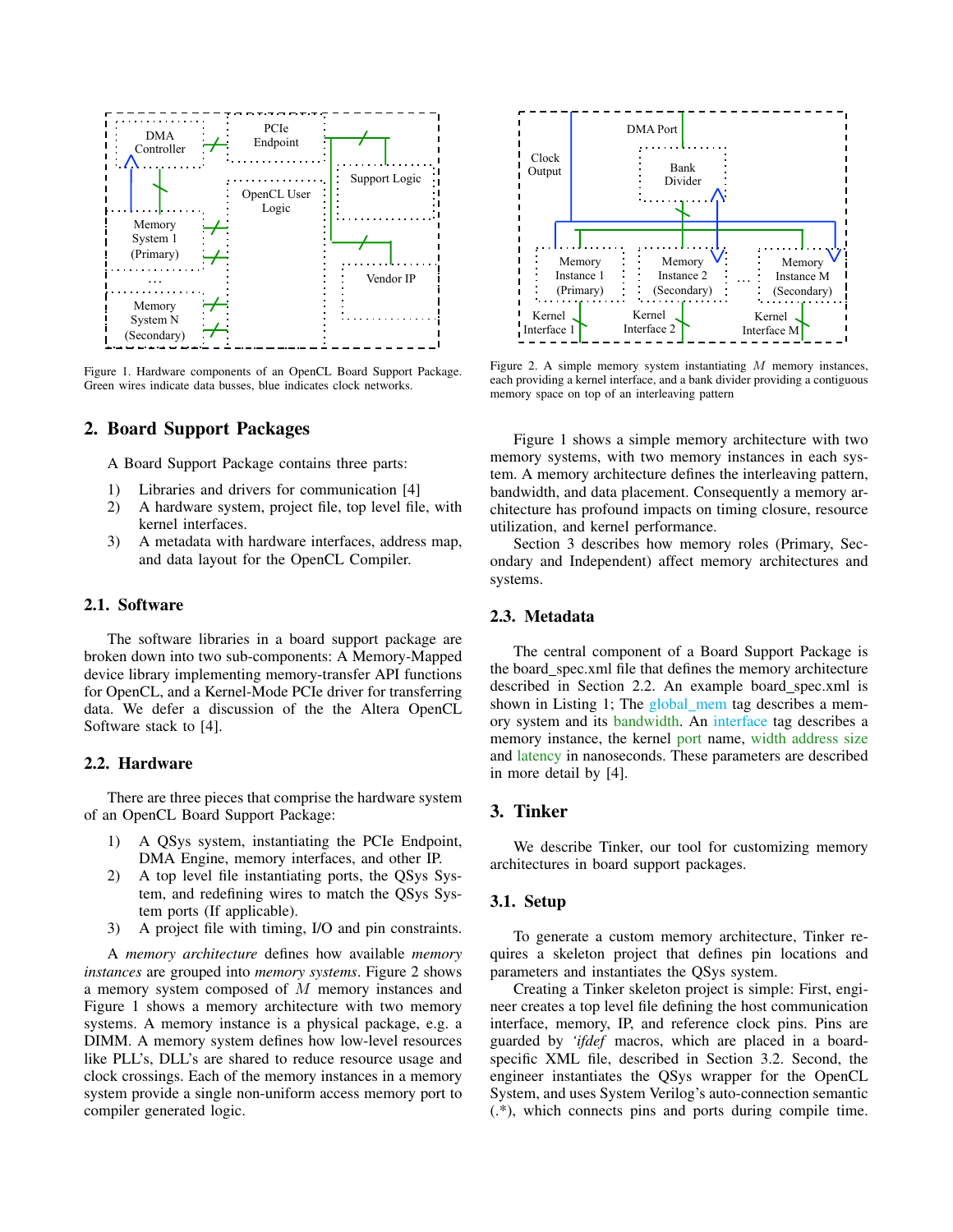Figure 1. Hardware components of an OpenCL Board Support Package. Green wires indicate data busses, blue indicates clock networks.

Figure 2. A simple memory system instantiating $M$ memory instances, each providing a kernel interface, and a bank divider providing a contiguous memory space on top of an interleaving pattern

## 2. Board Support Packages

A Board Support Package contains three parts:

1) Libraries and drivers for communication [4]
2) A hardware system, project file, top level file, with kernel interfaces.
3) A metadata with hardware interfaces, address map, and data layout for the OpenCL Compiler.

### 2.1. Software

The software libraries in a board support package are broken down into two sub-components: A Memory-Mapped device library implementing memory-transfer API functions for OpenCL, and a Kernel-Mode PCIe driver for transferring data. We defer a discussion of the the Altera OpenCL Software stack to [4].

### 2.2. Hardware

There are three pieces that comprise the hardware system of an OpenCL Board Support Package:

1) A QSys system, instantiating the PCIe Endpoint, DMA Engine, memory interfaces, and other IP.
2) A top level file instantiating ports, the QSys System, and redefining wires to match the QSys System ports (If applicable).
3) A project file with timing, I/O and pin constraints.

A *memory architecture* defines how available *memory instances* are grouped into *memory systems*. Figure 2 shows a memory system composed of $M$ memory instances and Figure 1 shows a memory architecture with two memory systems. A memory instance is a physical package, e.g. a DIMM. A memory system defines how low-level resources like PLL's, DLL's are shared to reduce resource usage and clock crossings. Each of the memory instances in a memory system provide a single non-uniform access memory port to compiler generated logic.

Figure 1 shows a simple memory architecture with two memory systems, with two memory instances in each system. A memory architecture defines the interleaving pattern, bandwidth, and data placement. Consequently a memory architecture has profound impacts on timing closure, resource utilization, and kernel performance.

Section 3 describes how memory roles (Primary, Secondary and Independent) affect memory architectures and systems.

### 2.3. Metadata

The central component of a Board Support Package is the board_spec.xml file that defines the memory architecture described in Section 2.2. An example board_spec.xml is shown in Listing 1; The global_mem tag describes a memory system and its bandwidth. An interface tag describes a memory instance, the kernel port name, width address size and latency in nanoseconds. These parameters are described in more detail by [4].

## 3. Tinker

We describe Tinker, our tool for customizing memory architectures in board support packages.

### 3.1. Setup

To generate a custom memory architecture, Tinker requires a skeleton project that defines pin locations and parameters and instantiates the QSys system.

Creating a Tinker skeleton project is simple: First, engineer creates a top level file defining the host communication interface, memory, IP, and reference clock pins. Pins are guarded by *'ifdef* macros, which are placed in a board-specific XML file, described in Section 3.2. Second, the engineer instantiates the QSys wrapper for the OpenCL System, and uses System Verilog's auto-connection semantic (.*), which connects pins and ports during compile time.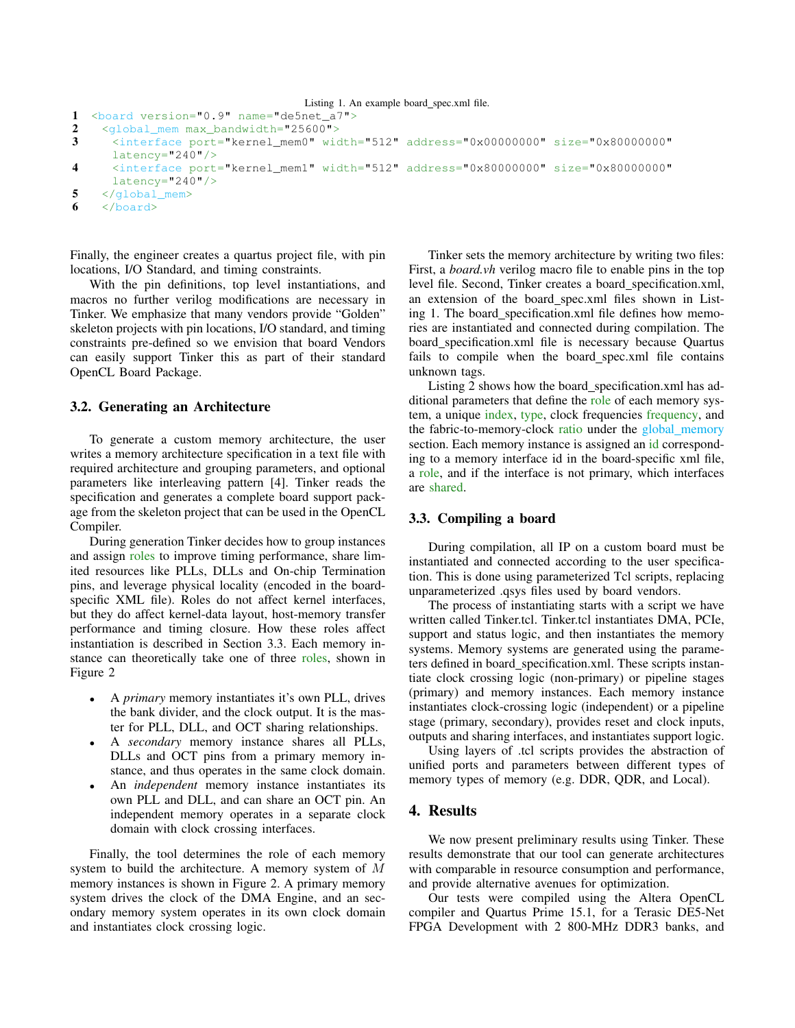Listing 1. An example board_spec.xml file.

```
1  <board version="0.9" name="de5net_a7">
2    <global_mem max_bandwidth="25600">
3      <interface port="kernel_mem0" width="512" address="0x00000000" size="0x80000000"
       latency="240"/>
4      <interface port="kernel_mem1" width="512" address="0x80000000" size="0x80000000"
       latency="240"/>
5    </global_mem>
6    </board>
```

Finally, the engineer creates a quartus project file, with pin locations, I/O Standard, and timing constraints.

With the pin definitions, top level instantiations, and macros no further verilog modifications are necessary in Tinker. We emphasize that many vendors provide "Golden" skeleton projects with pin locations, I/O standard, and timing constraints pre-defined so we envision that board Vendors can easily support Tinker this as part of their standard OpenCL Board Package.

### 3.2. Generating an Architecture

To generate a custom memory architecture, the user writes a memory architecture specification in a text file with required architecture and grouping parameters, and optional parameters like interleaving pattern [4]. Tinker reads the specification and generates a complete board support package from the skeleton project that can be used in the OpenCL Compiler.

During generation Tinker decides how to group instances and assign roles to improve timing performance, share limited resources like PLLs, DLLs and On-chip Termination pins, and leverage physical locality (encoded in the board-specific XML file). Roles do not affect kernel interfaces, but they do affect kernel-data layout, host-memory transfer performance and timing closure. How these roles affect instantiation is described in Section 3.3. Each memory instance can theoretically take one of three roles, shown in Figure 2

- A *primary* memory instantiates it's own PLL, drives the bank divider, and the clock output. It is the master for PLL, DLL, and OCT sharing relationships.
- A *secondary* memory instance shares all PLLs, DLLs and OCT pins from a primary memory instance, and thus operates in the same clock domain.
- An *independent* memory instance instantiates its own PLL and DLL, and can share an OCT pin. An independent memory operates in a separate clock domain with clock crossing interfaces.

Finally, the tool determines the role of each memory system to build the architecture. A memory system of $M$ memory instances is shown in Figure 2. A primary memory system drives the clock of the DMA Engine, and an secondary memory system operates in its own clock domain and instantiates clock crossing logic.

Tinker sets the memory architecture by writing two files: First, a *board.vh* verilog macro file to enable pins in the top level file. Second, Tinker creates a board_specification.xml, an extension of the board_spec.xml files shown in Listing 1. The board_specification.xml file defines how memories are instantiated and connected during compilation. The board_specification.xml file is necessary because Quartus fails to compile when the board_spec.xml file contains unknown tags.

Listing 2 shows how the board_specification.xml has additional parameters that define the role of each memory system, a unique index, type, clock frequencies frequency, and the fabric-to-memory-clock ratio under the global_memory section. Each memory instance is assigned an id corresponding to a memory interface id in the board-specific xml file, a role, and if the interface is not primary, which interfaces are shared.

### 3.3. Compiling a board

During compilation, all IP on a custom board must be instantiated and connected according to the user specification. This is done using parameterized Tcl scripts, replacing unparameterized .qsys files used by board vendors.

The process of instantiating starts with a script we have written called Tinker.tcl. Tinker.tcl instantiates DMA, PCIe, support and status logic, and then instantiates the memory systems. Memory systems are generated using the parameters defined in board_specification.xml. These scripts instantiate clock crossing logic (non-primary) or pipeline stages (primary) and memory instances. Each memory instance instantiates clock-crossing logic (independent) or a pipeline stage (primary, secondary), provides reset and clock inputs, outputs and sharing interfaces, and instantiates support logic.

Using layers of .tcl scripts provides the abstraction of unified ports and parameters between different types of memory types of memory (e.g. DDR, QDR, and Local).

## 4. Results

We now present preliminary results using Tinker. These results demonstrate that our tool can generate architectures with comparable in resource consumption and performance, and provide alternative avenues for optimization.

Our tests were compiled using the Altera OpenCL compiler and Quartus Prime 15.1, for a Terasic DE5-Net FPGA Development with 2 800-MHz DDR3 banks, and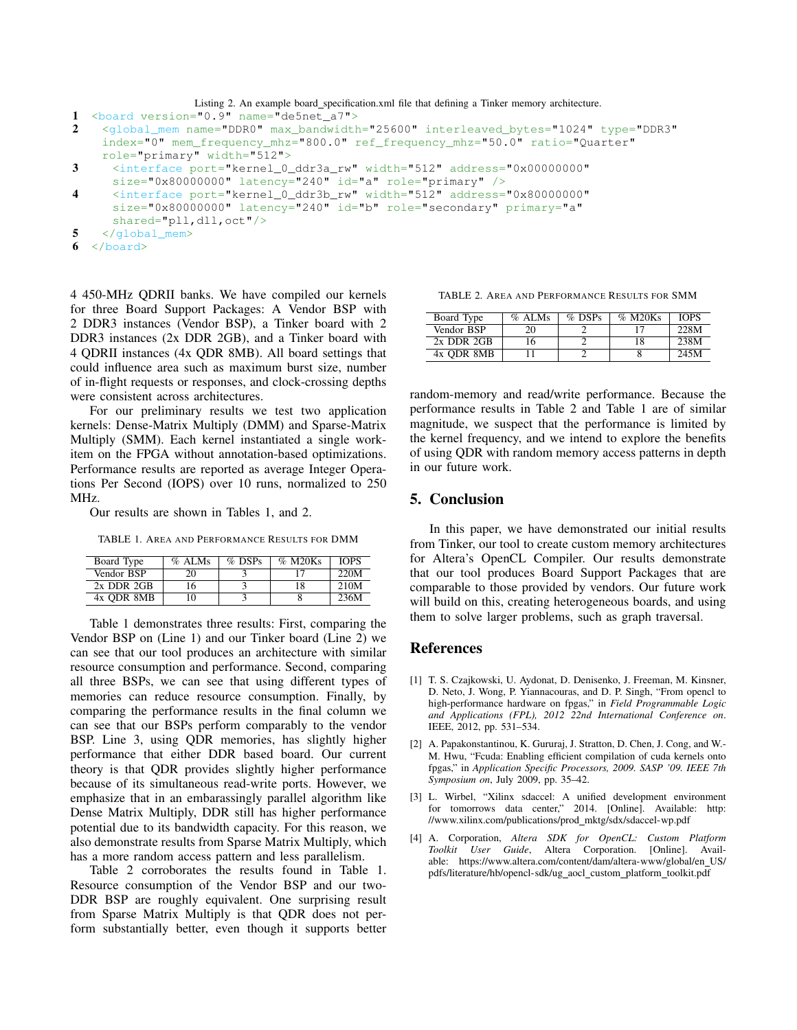Listing 2. An example board_specification.xml file that defining a Tinker memory architecture.

```
1  <board version="0.9" name="de5net_a7">
2    <global_mem name="DDR0" max_bandwidth="25600" interleaved_bytes="1024" type="DDR3"
     index="0" mem_frequency_mhz="800.0" ref_frequency_mhz="50.0" ratio="Quarter"
     role="primary" width="512">
3      <interface port="kernel_0_ddr3a_rw" width="512" address="0x00000000"
       size="0x80000000" latency="240" id="a" role="primary" />
4      <interface port="kernel_0_ddr3b_rw" width="512" address="0x80000000"
       size="0x80000000" latency="240" id="b" role="secondary" primary="a"
       shared="pll,dll,oct"/>
5    </global_mem>
6  </board>
```

4 450-MHz QDRII banks. We have compiled our kernels for three Board Support Packages: A Vendor BSP with 2 DDR3 instances (Vendor BSP), a Tinker board with 2 DDR3 instances (2x DDR 2GB), and a Tinker board with 4 QDRII instances (4x QDR 8MB). All board settings that could influence area such as maximum burst size, number of in-flight requests or responses, and clock-crossing depths were consistent across architectures.

For our preliminary results we test two application kernels: Dense-Matrix Multiply (DMM) and Sparse-Matrix Multiply (SMM). Each kernel instantiated a single work-item on the FPGA without annotation-based optimizations. Performance results are reported as average Integer Operations Per Second (IOPS) over 10 runs, normalized to 250 MHz.

Our results are shown in Tables 1, and 2.

TABLE 1. Area and Performance Results for DMM

| Board Type | % ALMs | % DSPs | % M20Ks | IOPS |
|---|---|---|---|---|
| Vendor BSP | 20 | 3 | 17 | 220M |
| 2x DDR 2GB | 16 | 3 | 18 | 210M |
| 4x QDR 8MB | 10 | 3 | 8 | 236M |

Table 1 demonstrates three results: First, comparing the Vendor BSP on (Line 1) and our Tinker board (Line 2) we can see that our tool produces an architecture with similar resource consumption and performance. Second, comparing all three BSPs, we can see that using different types of memories can reduce resource consumption. Finally, by comparing the performance results in the final column we can see that our BSPs perform comparably to the vendor BSP. Line 3, using QDR memories, has slightly higher performance that either DDR based board. Our current theory is that QDR provides slightly higher performance because of its simultaneous read-write ports. However, we emphasize that in an embarassingly parallel algorithm like Dense Matrix Multiply, DDR still has higher performance potential due to its bandwidth capacity. For this reason, we also demonstrate results from Sparse Matrix Multiply, which has a more random access pattern and less parallelism.

Table 2 corroborates the results found in Table 1. Resource consumption of the Vendor BSP and our two-DDR BSP are roughly equivalent. One surprising result from Sparse Matrix Multiply is that QDR does not perform substantially better, even though it supports better random-memory and read/write performance. Because the performance results in Table 2 and Table 1 are of similar magnitude, we suspect that the performance is limited by the kernel frequency, and we intend to explore the benefits of using QDR with random memory access patterns in depth in our future work.

TABLE 2. Area and Performance Results for SMM

| Board Type | % ALMs | % DSPs | % M20Ks | IOPS |
|---|---|---|---|---|
| Vendor BSP | 20 | 2 | 17 | 228M |
| 2x DDR 2GB | 16 | 2 | 18 | 238M |
| 4x QDR 8MB | 11 | 2 | 8 | 245M |

## 5. Conclusion

In this paper, we have demonstrated our initial results from Tinker, our tool to create custom memory architectures for Altera's OpenCL Compiler. Our results demonstrate that our tool produces Board Support Packages that are comparable to those provided by vendors. Our future work will build on this, creating heterogeneous boards, and using them to solve larger problems, such as graph traversal.

## References

[1] T. S. Czajkowski, U. Aydonat, D. Denisenko, J. Freeman, M. Kinsner, D. Neto, J. Wong, P. Yiannacouras, and D. P. Singh, "From opencl to high-performance hardware on fpgas," in *Field Programmable Logic and Applications (FPL), 2012 22nd International Conference on*. IEEE, 2012, pp. 531–534.

[2] A. Papakonstantinou, K. Gururaj, J. Stratton, D. Chen, J. Cong, and W.-M. Hwu, "Fcuda: Enabling efficient compilation of cuda kernels onto fpgas," in *Application Specific Processors, 2009. SASP '09. IEEE 7th Symposium on*, July 2009, pp. 35–42.

[3] L. Wirbel, "Xilinx sdaccel: A unified development environment for tomorrows data center," 2014. [Online]. Available: http://www.xilinx.com/publications/prod_mktg/sdx/sdaccel-wp.pdf

[4] A. Corporation, *Altera SDK for OpenCL: Custom Platform Toolkit User Guide*, Altera Corporation. [Online]. Available: https://www.altera.com/content/dam/altera-www/global/en_US/pdfs/literature/hb/opencl-sdk/ug_aocl_custom_platform_toolkit.pdf